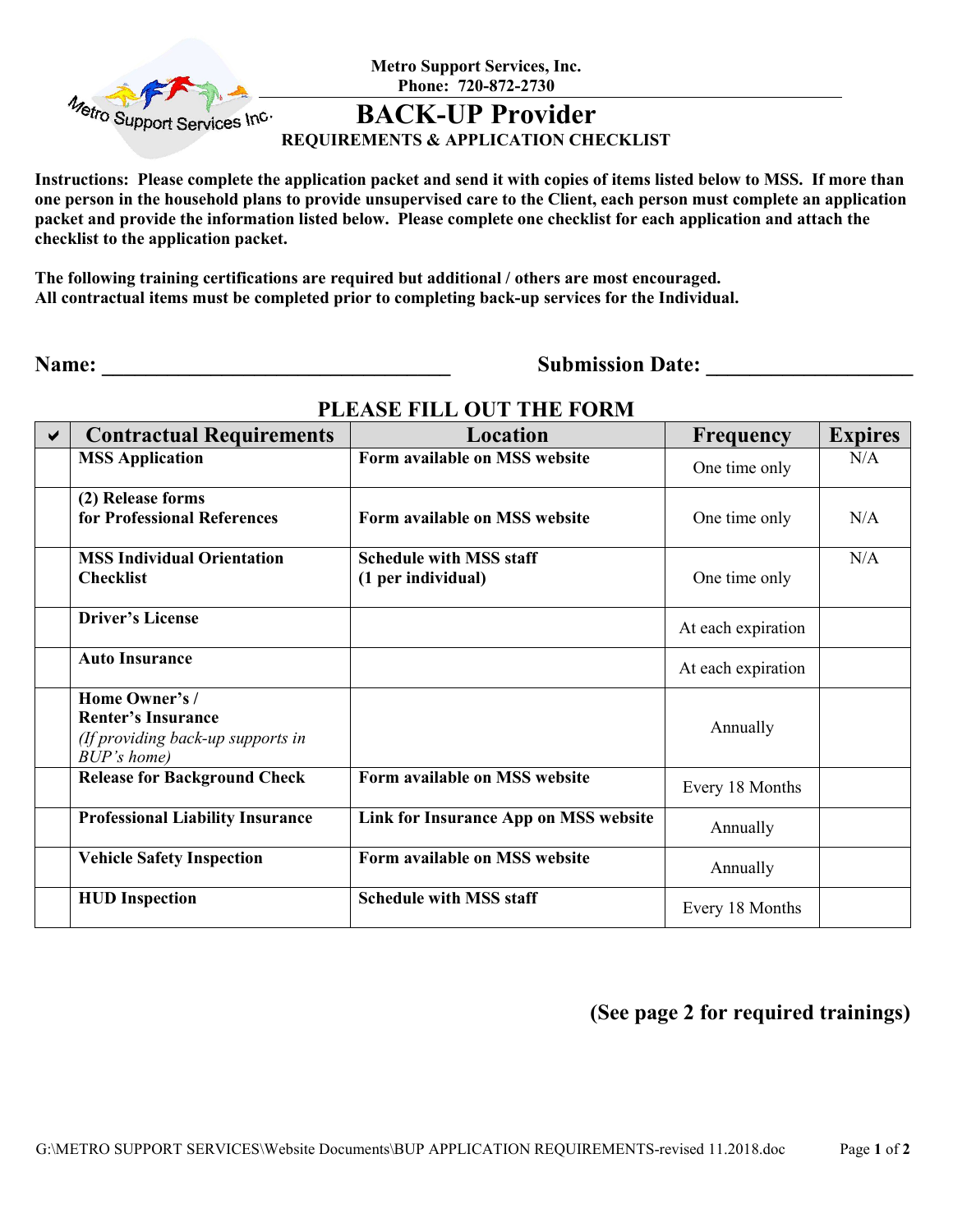Metro Support Services, Inc.
Phone: 720-872-2730

# BACK-UP Provider

## REQUIREMENTS & APPLICATION CHECKLIST

**Instructions: Please complete the application packet and send it with copies of items listed below to MSS. If more than one person in the household plans to provide unsupervised care to the Client, each person must complete an application packet and provide the information listed below. Please complete one checklist for each application and attach the checklist to the application packet.**

**The following training certifications are required but additional / others are most encouraged.**
**All contractual items must be completed prior to completing back-up services for the Individual.**

**Name: ________________________________** **Submission Date: ___________________**

### PLEASE FILL OUT THE FORM

| ✔ | Contractual Requirements | Location | Frequency | Expires |
|---|---|---|---|---|
| | **MSS Application** | **Form available on MSS website** | One time only | N/A |
| | **(2) Release forms for Professional References** | **Form available on MSS website** | One time only | N/A |
| | **MSS Individual Orientation Checklist** | **Schedule with MSS staff (1 per individual)** | One time only | N/A |
| | **Driver's License** | | At each expiration | |
| | **Auto Insurance** | | At each expiration | |
| | **Home Owner's / Renter's Insurance** *(If providing back-up supports in BUP's home)* | | Annually | |
| | **Release for Background Check** | **Form available on MSS website** | Every 18 Months | |
| | **Professional Liability Insurance** | **Link for Insurance App on MSS website** | Annually | |
| | **Vehicle Safety Inspection** | **Form available on MSS website** | Annually | |
| | **HUD Inspection** | **Schedule with MSS staff** | Every 18 Months | |

**(See page 2 for required trainings)**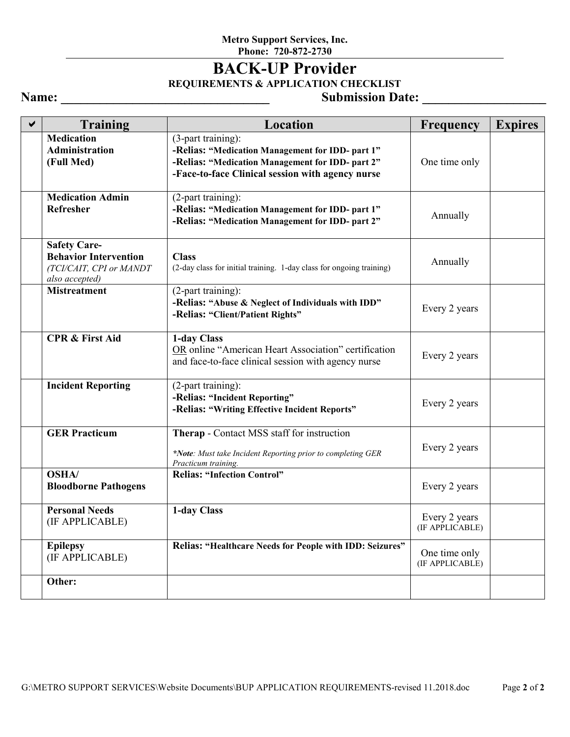**Metro Support Services, Inc.**
**Phone: 720-872-2730**

# BACK-UP Provider

**REQUIREMENTS & APPLICATION CHECKLIST**

**Name: ________________________________ Submission Date: ___________________**

| ✔ | Training | Location | Frequency | Expires |
|---|---|---|---|---|
| | **Medication Administration (Full Med)** | (3-part training):<br>**-Relias: "Medication Management for IDD- part 1"**<br>**-Relias: "Medication Management for IDD- part 2"**<br>**-Face-to-face Clinical session with agency nurse** | One time only | |
| | **Medication Admin Refresher** | (2-part training):<br>**-Relias: "Medication Management for IDD- part 1"**<br>**-Relias: "Medication Management for IDD- part 2"** | Annually | |
| | **Safety Care-Behavior Intervention** *(TCI/CAIT, CPI or MANDT also accepted)* | **Class**<br>(2-day class for initial training. 1-day class for ongoing training) | Annually | |
| | **Mistreatment** | (2-part training):<br>**-Relias: "Abuse & Neglect of Individuals with IDD"**<br>**-Relias: "Client/Patient Rights"** | Every 2 years | |
| | **CPR & First Aid** | **1-day Class**<br>OR online "American Heart Association" certification and face-to-face clinical session with agency nurse | Every 2 years | |
| | **Incident Reporting** | (2-part training):<br>**-Relias: "Incident Reporting"**<br>**-Relias: "Writing Effective Incident Reports"** | Every 2 years | |
| | **GER Practicum** | **Therap** - Contact MSS staff for instruction<br>***Note**: Must take Incident Reporting prior to completing GER Practicum training.* | Every 2 years | |
| | **OSHA/ Bloodborne Pathogens** | **Relias: "Infection Control"** | Every 2 years | |
| | **Personal Needs** (IF APPLICABLE) | **1-day Class** | Every 2 years (IF APPLICABLE) | |
| | **Epilepsy** (IF APPLICABLE) | **Relias: "Healthcare Needs for People with IDD: Seizures"** | One time only (IF APPLICABLE) | |
| | **Other:** | | | |

G:\METRO SUPPORT SERVICES\Website Documents\BUP APPLICATION REQUIREMENTS-revised 11.2018.doc